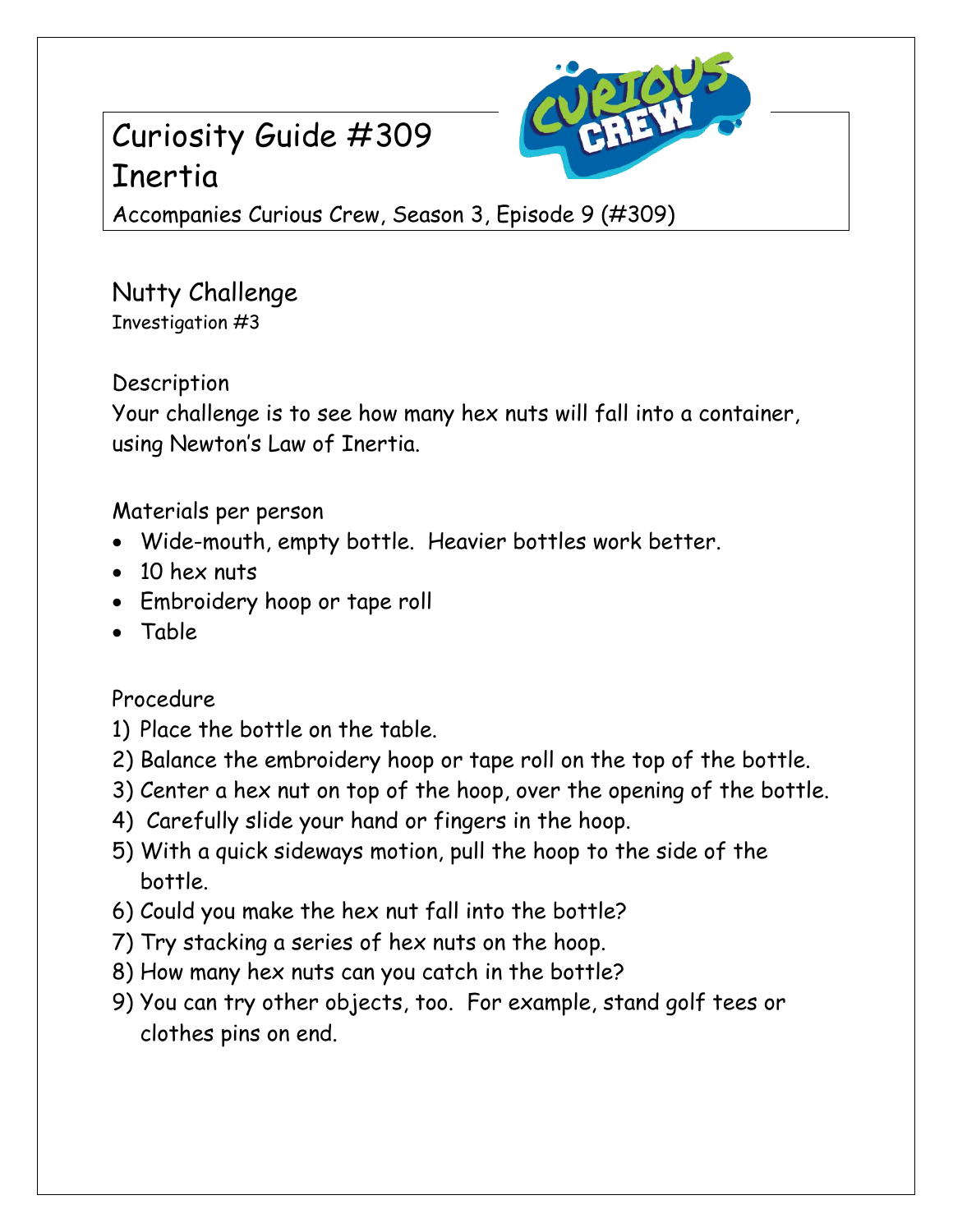# Curiosity Guide #309
# Inertia

Accompanies Curious Crew, Season 3, Episode 9 (#309)

## Nutty Challenge

Investigation #3

### Description

Your challenge is to see how many hex nuts will fall into a container, using Newton's Law of Inertia.

### Materials per person

- Wide-mouth, empty bottle. Heavier bottles work better.
- 10 hex nuts
- Embroidery hoop or tape roll
- Table

### Procedure

1) Place the bottle on the table.
2) Balance the embroidery hoop or tape roll on the top of the bottle.
3) Center a hex nut on top of the hoop, over the opening of the bottle.
4) Carefully slide your hand or fingers in the hoop.
5) With a quick sideways motion, pull the hoop to the side of the bottle.
6) Could you make the hex nut fall into the bottle?
7) Try stacking a series of hex nuts on the hoop.
8) How many hex nuts can you catch in the bottle?
9) You can try other objects, too. For example, stand golf tees or clothes pins on end.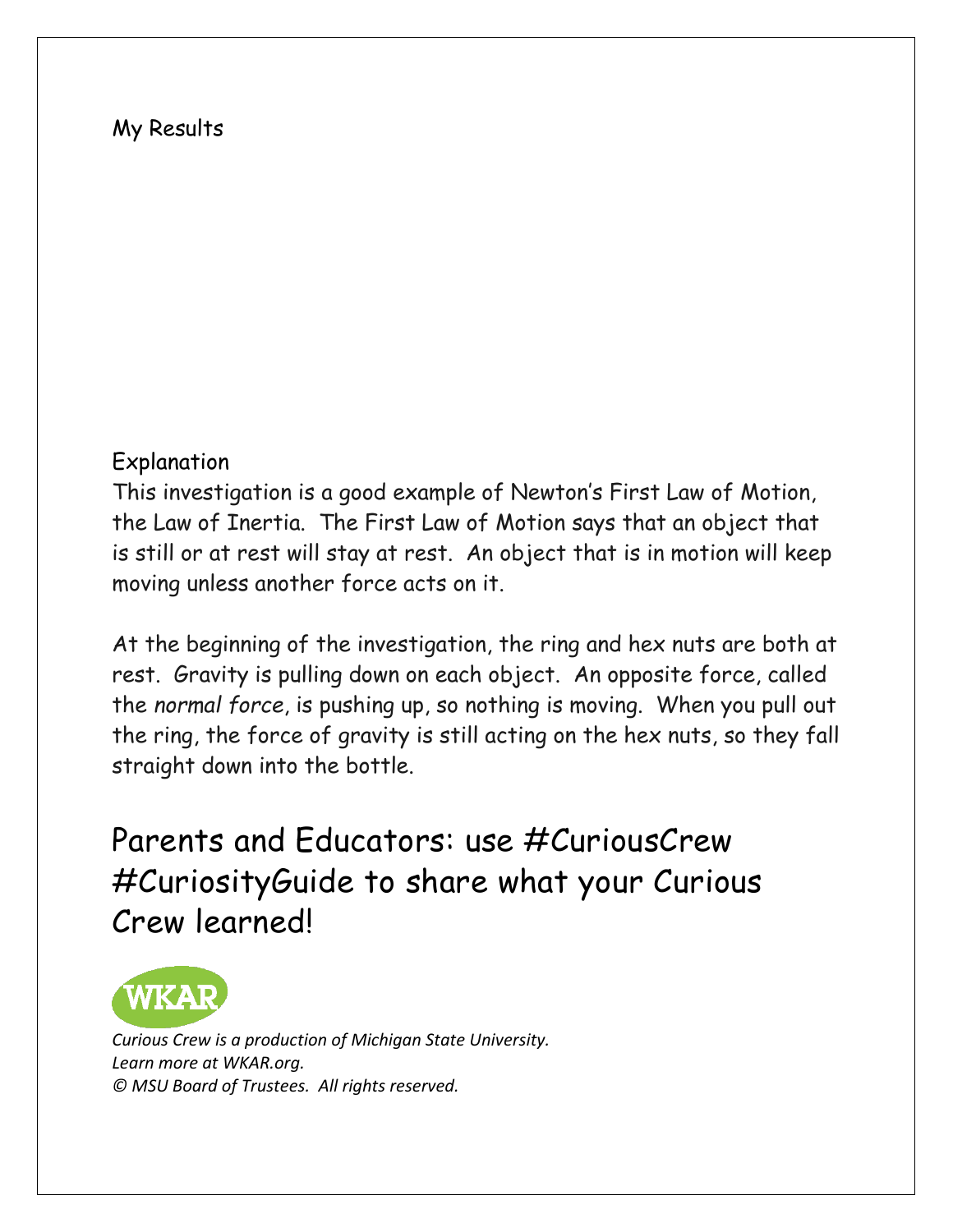## My Results

## Explanation

This investigation is a good example of Newton's First Law of Motion, the Law of Inertia. The First Law of Motion says that an object that is still or at rest will stay at rest. An object that is in motion will keep moving unless another force acts on it.

At the beginning of the investigation, the ring and hex nuts are both at rest. Gravity is pulling down on each object. An opposite force, called the *normal force*, is pushing up, so nothing is moving. When you pull out the ring, the force of gravity is still acting on the hex nuts, so they fall straight down into the bottle.

# Parents and Educators: use #CuriousCrew #CuriosityGuide to share what your Curious Crew learned!

WKAR

*Curious Crew is a production of Michigan State University.*
*Learn more at WKAR.org.*
*© MSU Board of Trustees. All rights reserved.*